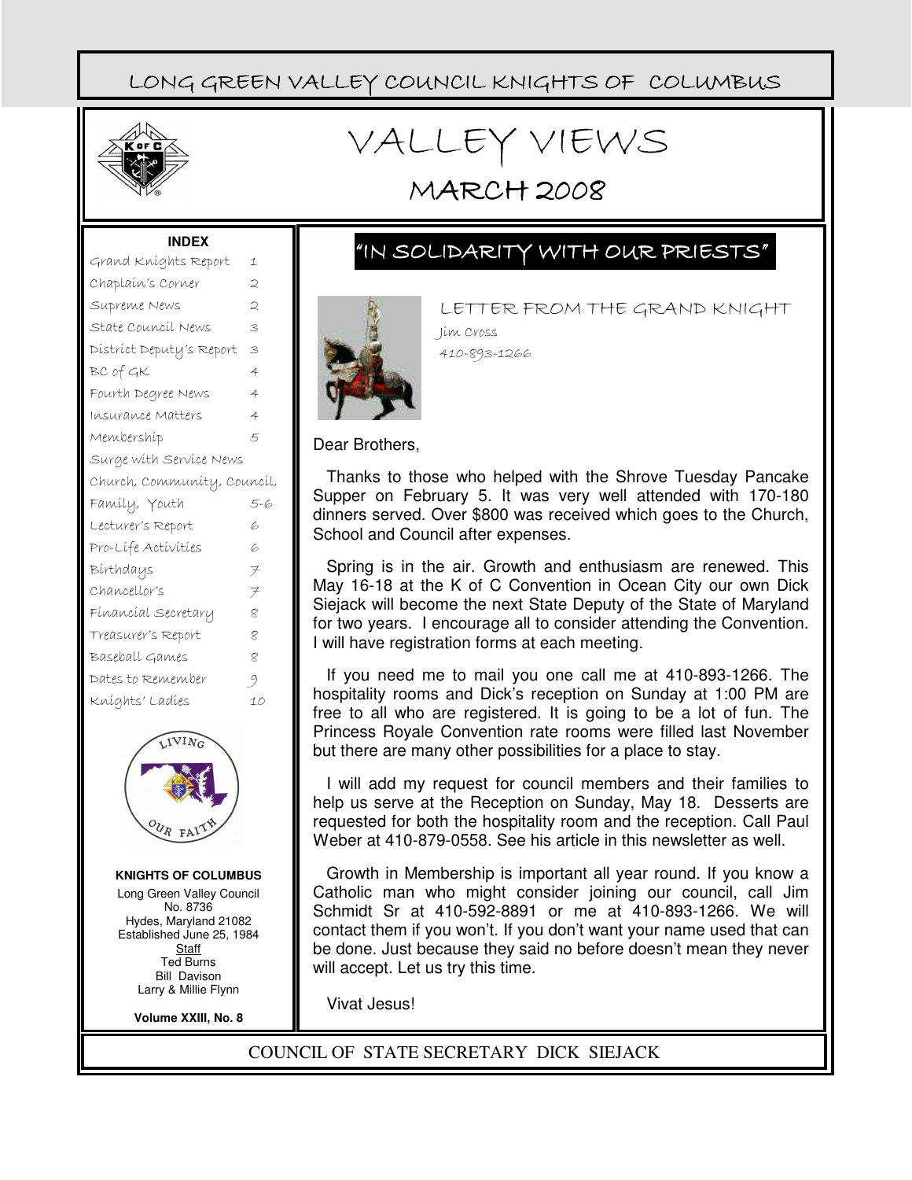LONG GREEN VALLEY COUNCIL KNIGHTS OF COLUMBUS

# VALLEY VIEWS

## MARCH 2008

**INDEX**

| | |
|---|---|
| Grand Knights Report | 1 |
| Chaplain's Corner | 2 |
| Supreme News | 2 |
| State Council News | 3 |
| District Deputy's Report | 3 |
| BC of GK | 4 |
| Fourth Degree News | 4 |
| Insurance Matters | 4 |
| Membership | 5 |
| Surge with Service News | |
| Church, Community, Council, Family, Youth | 5-6 |
| Lecturer's Report | 6 |
| Pro-Life Activities | 6 |
| Birthdays | 7 |
| Chancellor's | 7 |
| Financial Secretary | 8 |
| Treasurer's Report | 8 |
| Baseball Games | 8 |
| Dates to Remember | 9 |
| Knights' Ladies | 10 |

**KNIGHTS OF COLUMBUS**

Long Green Valley Council No. 8736
Hydes, Maryland 21082
Established June 25, 1984

Staff
Ted Burns
Bill Davison
Larry & Millie Flynn

**Volume XXIII, No. 8**

## "IN SOLIDARITY WITH OUR PRIESTS"

### LETTER FROM THE GRAND KNIGHT

Jim Cross
410-893-1266

Dear Brothers,

Thanks to those who helped with the Shrove Tuesday Pancake Supper on February 5. It was very well attended with 170-180 dinners served. Over $800 was received which goes to the Church, School and Council after expenses.

Spring is in the air. Growth and enthusiasm are renewed. This May 16-18 at the K of C Convention in Ocean City our own Dick Siejack will become the next State Deputy of the State of Maryland for two years. I encourage all to consider attending the Convention. I will have registration forms at each meeting.

If you need me to mail you one call me at 410-893-1266. The hospitality rooms and Dick's reception on Sunday at 1:00 PM are free to all who are registered. It is going to be a lot of fun. The Princess Royale Convention rate rooms were filled last November but there are many other possibilities for a place to stay.

I will add my request for council members and their families to help us serve at the Reception on Sunday, May 18. Desserts are requested for both the hospitality room and the reception. Call Paul Weber at 410-879-0558. See his article in this newsletter as well.

Growth in Membership is important all year round. If you know a Catholic man who might consider joining our council, call Jim Schmidt Sr at 410-592-8891 or me at 410-893-1266. We will contact them if you won't. If you don't want your name used that can be done. Just because they said no before doesn't mean they never will accept. Let us try this time.

Vivat Jesus!

COUNCIL OF STATE SECRETARY DICK SIEJACK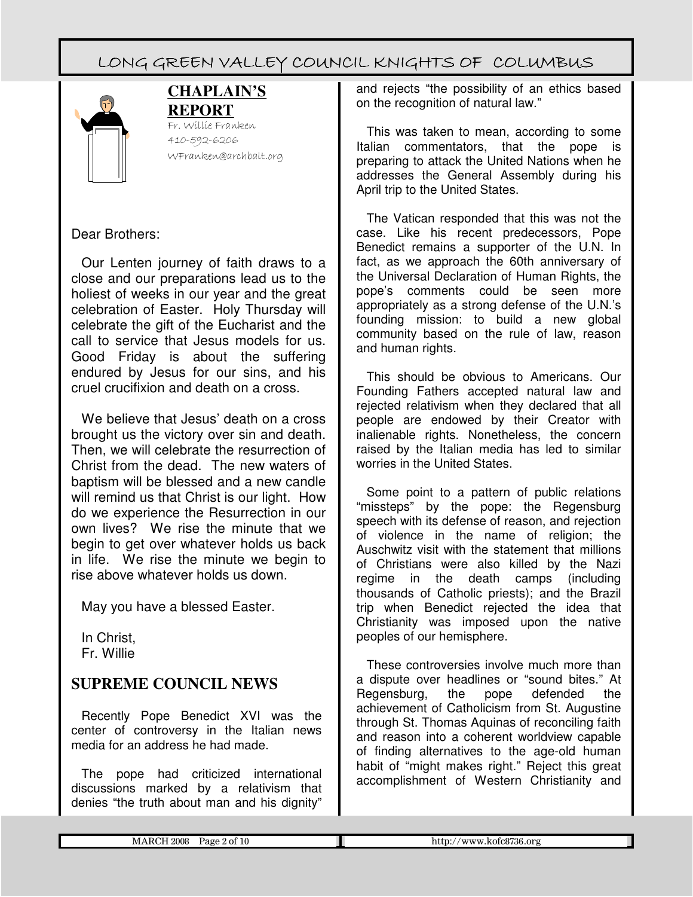## CHAPLAIN'S REPORT

Fr. Willie Franken
410-592-6206
WFranken@archbalt.org

Dear Brothers:

Our Lenten journey of faith draws to a close and our preparations lead us to the holiest of weeks in our year and the great celebration of Easter. Holy Thursday will celebrate the gift of the Eucharist and the call to service that Jesus models for us. Good Friday is about the suffering endured by Jesus for our sins, and his cruel crucifixion and death on a cross.

We believe that Jesus' death on a cross brought us the victory over sin and death. Then, we will celebrate the resurrection of Christ from the dead. The new waters of baptism will be blessed and a new candle will remind us that Christ is our light. How do we experience the Resurrection in our own lives? We rise the minute that we begin to get over whatever holds us back in life. We rise the minute we begin to rise above whatever holds us down.

May you have a blessed Easter.

In Christ,
Fr. Willie

## SUPREME COUNCIL NEWS

Recently Pope Benedict XVI was the center of controversy in the Italian news media for an address he had made.

The pope had criticized international discussions marked by a relativism that denies "the truth about man and his dignity" and rejects "the possibility of an ethics based on the recognition of natural law."

This was taken to mean, according to some Italian commentators, that the pope is preparing to attack the United Nations when he addresses the General Assembly during his April trip to the United States.

The Vatican responded that this was not the case. Like his recent predecessors, Pope Benedict remains a supporter of the U.N. In fact, as we approach the 60th anniversary of the Universal Declaration of Human Rights, the pope's comments could be seen more appropriately as a strong defense of the U.N.'s founding mission: to build a new global community based on the rule of law, reason and human rights.

This should be obvious to Americans. Our Founding Fathers accepted natural law and rejected relativism when they declared that all people are endowed by their Creator with inalienable rights. Nonetheless, the concern raised by the Italian media has led to similar worries in the United States.

Some point to a pattern of public relations "missteps" by the pope: the Regensburg speech with its defense of reason, and rejection of violence in the name of religion; the Auschwitz visit with the statement that millions of Christians were also killed by the Nazi regime in the death camps (including thousands of Catholic priests); and the Brazil trip when Benedict rejected the idea that Christianity was imposed upon the native peoples of our hemisphere.

These controversies involve much more than a dispute over headlines or "sound bites." At Regensburg, the pope defended the achievement of Catholicism from St. Augustine through St. Thomas Aquinas of reconciling faith and reason into a coherent worldview capable of finding alternatives to the age-old human habit of "might makes right." Reject this great accomplishment of Western Christianity and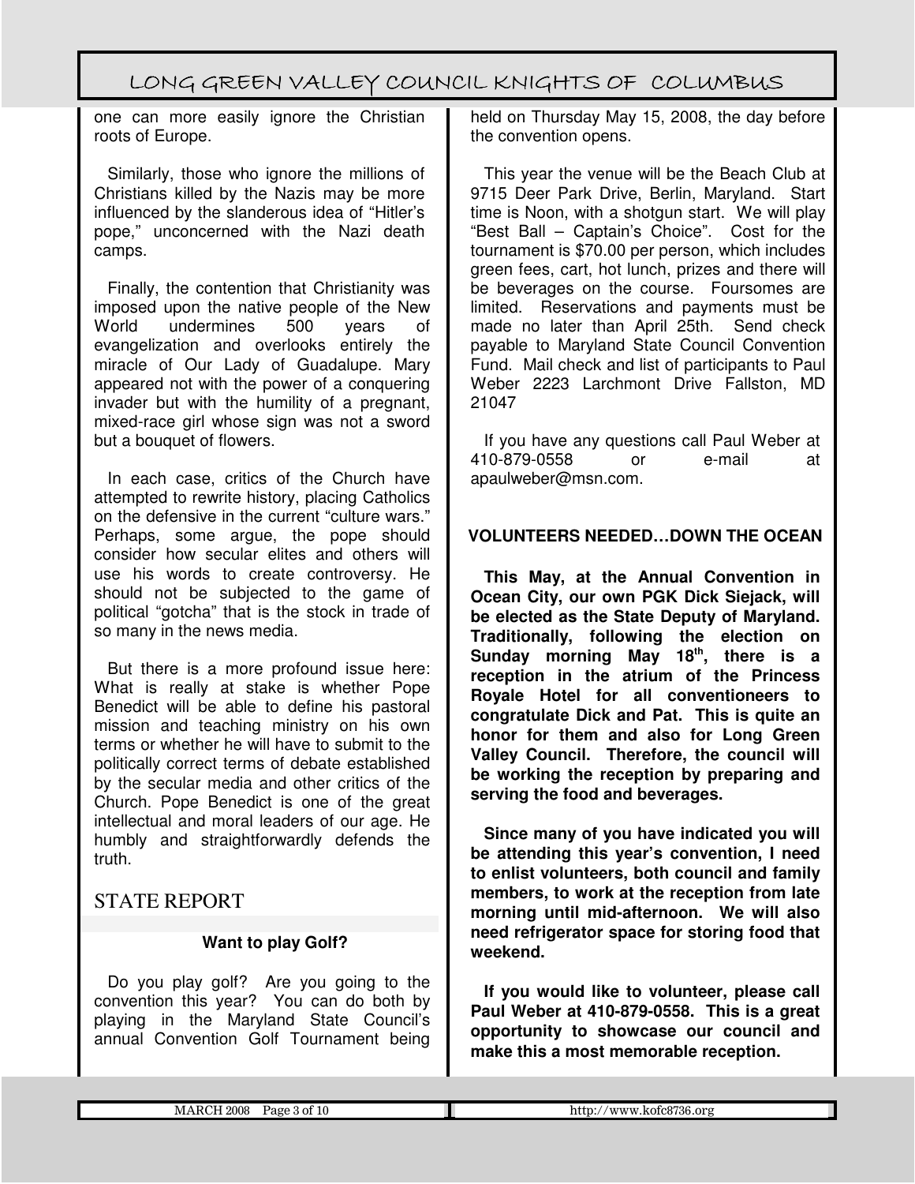one can more easily ignore the Christian roots of Europe.

Similarly, those who ignore the millions of Christians killed by the Nazis may be more influenced by the slanderous idea of "Hitler's pope," unconcerned with the Nazi death camps.

Finally, the contention that Christianity was imposed upon the native people of the New World undermines 500 years of evangelization and overlooks entirely the miracle of Our Lady of Guadalupe. Mary appeared not with the power of a conquering invader but with the humility of a pregnant, mixed-race girl whose sign was not a sword but a bouquet of flowers.

In each case, critics of the Church have attempted to rewrite history, placing Catholics on the defensive in the current "culture wars." Perhaps, some argue, the pope should consider how secular elites and others will use his words to create controversy. He should not be subjected to the game of political "gotcha" that is the stock in trade of so many in the news media.

But there is a more profound issue here: What is really at stake is whether Pope Benedict will be able to define his pastoral mission and teaching ministry on his own terms or whether he will have to submit to the politically correct terms of debate established by the secular media and other critics of the Church. Pope Benedict is one of the great intellectual and moral leaders of our age. He humbly and straightforwardly defends the truth.

## STATE REPORT

### Want to play Golf?

Do you play golf? Are you going to the convention this year? You can do both by playing in the Maryland State Council's annual Convention Golf Tournament being held on Thursday May 15, 2008, the day before the convention opens.

This year the venue will be the Beach Club at 9715 Deer Park Drive, Berlin, Maryland. Start time is Noon, with a shotgun start. We will play "Best Ball – Captain's Choice". Cost for the tournament is $70.00 per person, which includes green fees, cart, hot lunch, prizes and there will be beverages on the course. Foursomes are limited. Reservations and payments must be made no later than April 25th. Send check payable to Maryland State Council Convention Fund. Mail check and list of participants to Paul Weber 2223 Larchmont Drive Fallston, MD 21047

If you have any questions call Paul Weber at 410-879-0558 or e-mail at apaulweber@msn.com.

### VOLUNTEERS NEEDED…DOWN THE OCEAN

**This May, at the Annual Convention in Ocean City, our own PGK Dick Siejack, will be elected as the State Deputy of Maryland. Traditionally, following the election on Sunday morning May 18th, there is a reception in the atrium of the Princess Royale Hotel for all conventioneers to congratulate Dick and Pat. This is quite an honor for them and also for Long Green Valley Council. Therefore, the council will be working the reception by preparing and serving the food and beverages.**

**Since many of you have indicated you will be attending this year's convention, I need to enlist volunteers, both council and family members, to work at the reception from late morning until mid-afternoon. We will also need refrigerator space for storing food that weekend.**

**If you would like to volunteer, please call Paul Weber at 410-879-0558. This is a great opportunity to showcase our council and make this a most memorable reception.**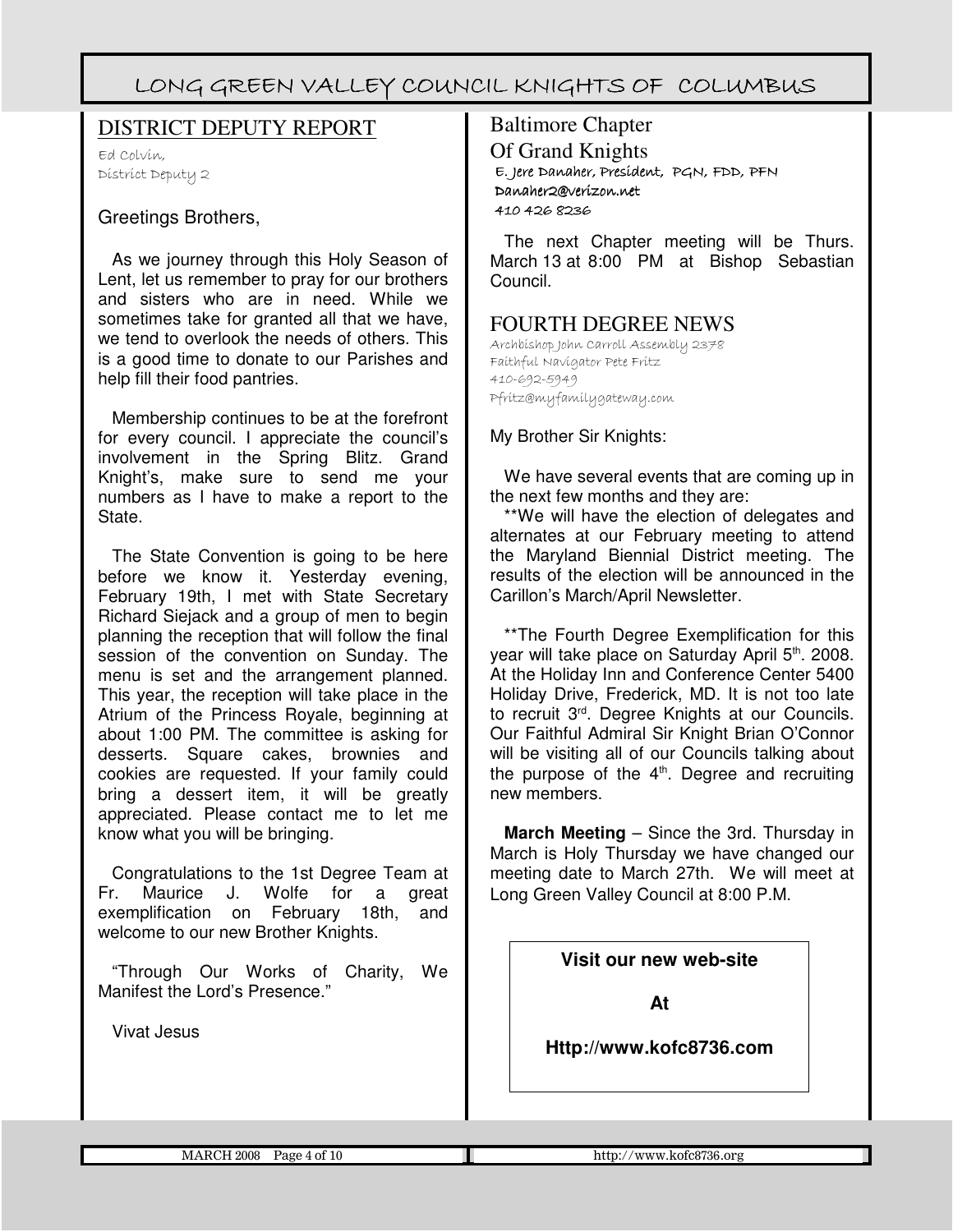## DISTRICT DEPUTY REPORT

Ed Colvin,
District Deputy 2

Greetings Brothers,

As we journey through this Holy Season of Lent, let us remember to pray for our brothers and sisters who are in need. While we sometimes take for granted all that we have, we tend to overlook the needs of others. This is a good time to donate to our Parishes and help fill their food pantries.

Membership continues to be at the forefront for every council. I appreciate the council's involvement in the Spring Blitz. Grand Knight's, make sure to send me your numbers as I have to make a report to the State.

The State Convention is going to be here before we know it. Yesterday evening, February 19th, I met with State Secretary Richard Siejack and a group of men to begin planning the reception that will follow the final session of the convention on Sunday. The menu is set and the arrangement planned. This year, the reception will take place in the Atrium of the Princess Royale, beginning at about 1:00 PM. The committee is asking for desserts. Square cakes, brownies and cookies are requested. If your family could bring a dessert item, it will be greatly appreciated. Please contact me to let me know what you will be bringing.

Congratulations to the 1st Degree Team at Fr. Maurice J. Wolfe for a great exemplification on February 18th, and welcome to our new Brother Knights.

"Through Our Works of Charity, We Manifest the Lord's Presence."

Vivat Jesus

## Baltimore Chapter Of Grand Knights

E. Jere Danaher, President, PGN, FDD, PFN
Danaher2@verizon.net
410 426 8236

The next Chapter meeting will be Thurs. March 13 at 8:00 PM at Bishop Sebastian Council.

## FOURTH DEGREE NEWS

Archbishop John Carroll Assembly 2378
Faithful Navigator Pete Fritz
410-692-5949
Pfritz@myfamilygateway.com

My Brother Sir Knights:

We have several events that are coming up in the next few months and they are:

**We will have the election of delegates and alternates at our February meeting to attend the Maryland Biennial District meeting. The results of the election will be announced in the Carillon's March/April Newsletter.

**The Fourth Degree Exemplification for this year will take place on Saturday April 5th. 2008. At the Holiday Inn and Conference Center 5400 Holiday Drive, Frederick, MD. It is not too late to recruit 3rd. Degree Knights at our Councils. Our Faithful Admiral Sir Knight Brian O'Connor will be visiting all of our Councils talking about the purpose of the 4th. Degree and recruiting new members.

**March Meeting** – Since the 3rd. Thursday in March is Holy Thursday we have changed our meeting date to March 27th. We will meet at Long Green Valley Council at 8:00 P.M.

**Visit our new web-site**

**At**

**Http://www.kofc8736.com**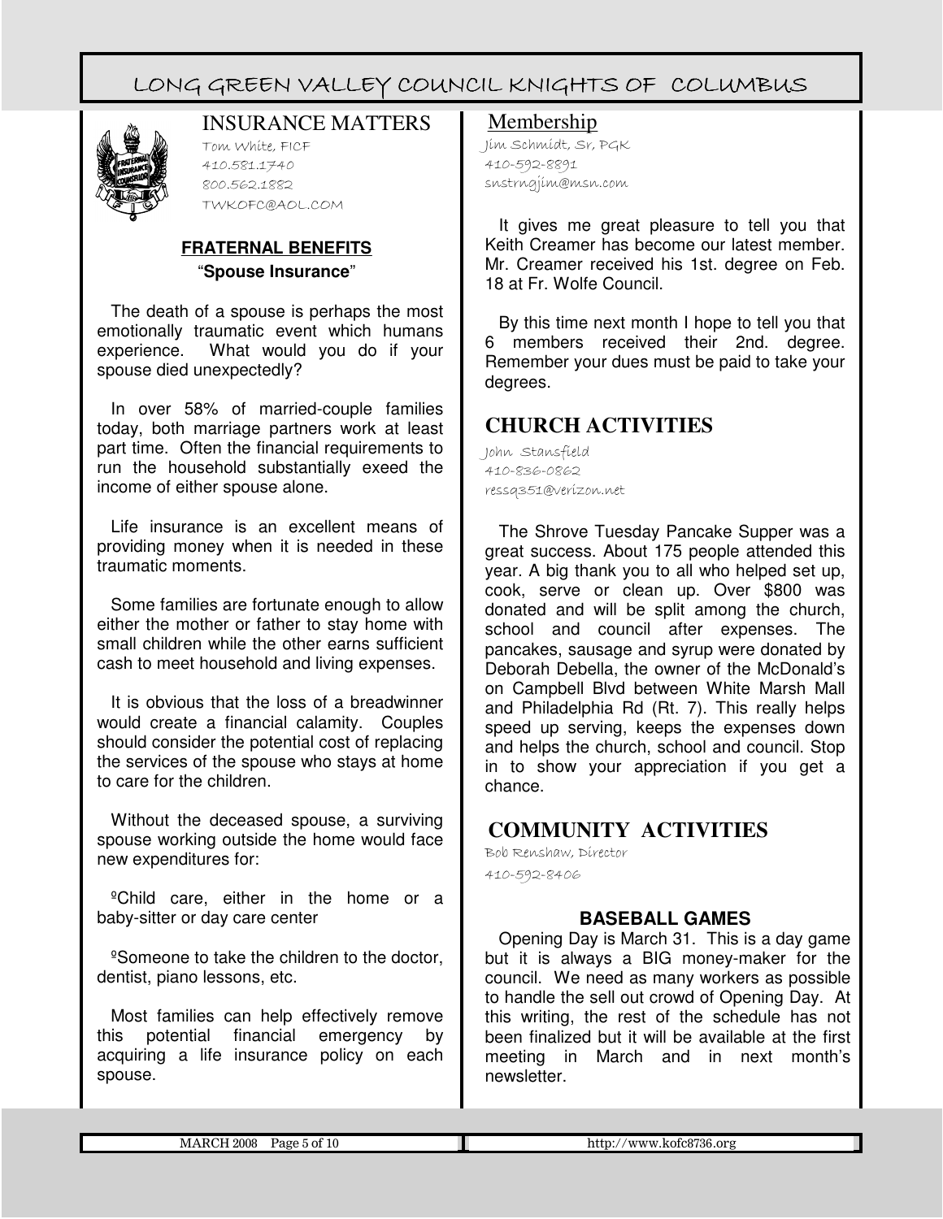## INSURANCE MATTERS

Tom White, FICF
410.581.1740
800.562.1882
TWKOFC@AOL.COM

### FRATERNAL BENEFITS
### "Spouse Insurance"

The death of a spouse is perhaps the most emotionally traumatic event which humans experience. What would you do if your spouse died unexpectedly?

In over 58% of married-couple families today, both marriage partners work at least part time. Often the financial requirements to run the household substantially exeed the income of either spouse alone.

Life insurance is an excellent means of providing money when it is needed in these traumatic moments.

Some families are fortunate enough to allow either the mother or father to stay home with small children while the other earns sufficient cash to meet household and living expenses.

It is obvious that the loss of a breadwinner would create a financial calamity. Couples should consider the potential cost of replacing the services of the spouse who stays at home to care for the children.

Without the deceased spouse, a surviving spouse working outside the home would face new expenditures for:

ºChild care, either in the home or a baby-sitter or day care center

ºSomeone to take the children to the doctor, dentist, piano lessons, etc.

Most families can help effectively remove this potential financial emergency by acquiring a life insurance policy on each spouse.

## Membership

Jim Schmidt, Sr, PGK
410-592-8891
snstrngjim@msn.com

It gives me great pleasure to tell you that Keith Creamer has become our latest member. Mr. Creamer received his 1st. degree on Feb. 18 at Fr. Wolfe Council.

By this time next month I hope to tell you that 6 members received their 2nd. degree. Remember your dues must be paid to take your degrees.

## CHURCH ACTIVITIES

John Stansfield
410-836-0862
ressq351@verizon.net

The Shrove Tuesday Pancake Supper was a great success. About 175 people attended this year. A big thank you to all who helped set up, cook, serve or clean up. Over $800 was donated and will be split among the church, school and council after expenses. The pancakes, sausage and syrup were donated by Deborah Debella, the owner of the McDonald's on Campbell Blvd between White Marsh Mall and Philadelphia Rd (Rt. 7). This really helps speed up serving, keeps the expenses down and helps the church, school and council. Stop in to show your appreciation if you get a chance.

## COMMUNITY ACTIVITIES

Bob Renshaw, Director
410-592-8406

### BASEBALL GAMES

Opening Day is March 31. This is a day game but it is always a BIG money-maker for the council. We need as many workers as possible to handle the sell out crowd of Opening Day. At this writing, the rest of the schedule has not been finalized but it will be available at the first meeting in March and in next month's newsletter.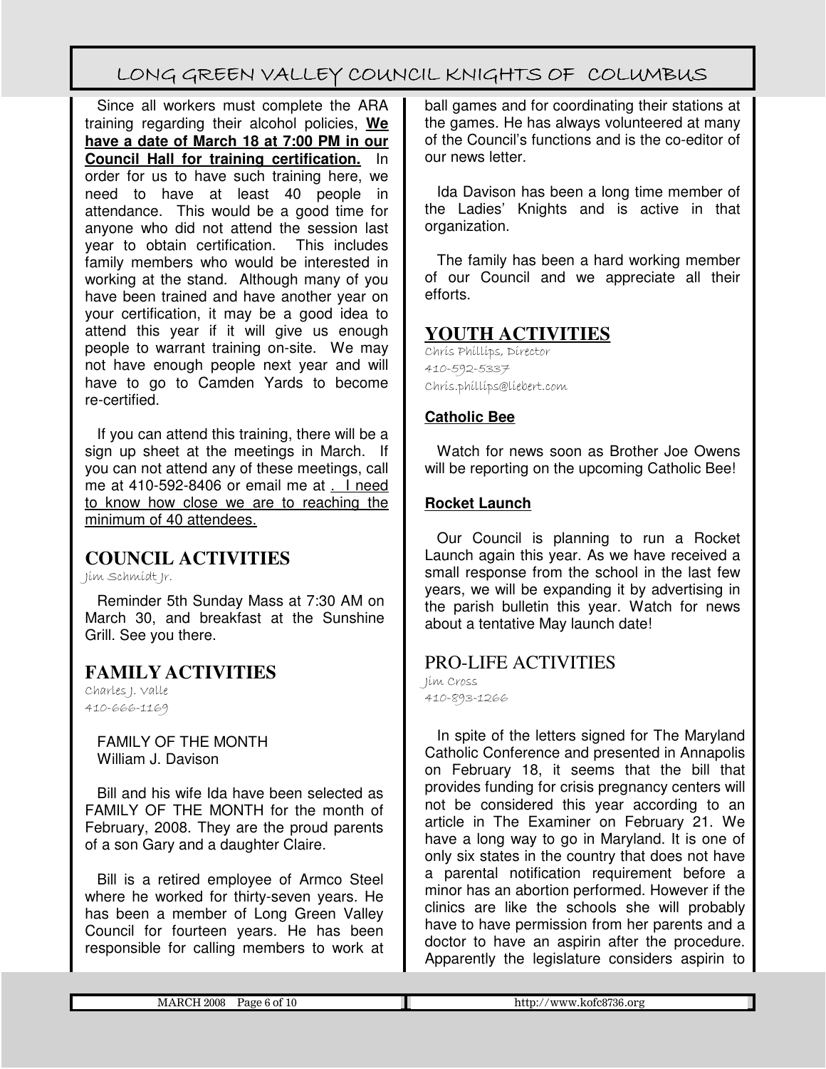Since all workers must complete the ARA training regarding their alcohol policies, **<u>We have a date of March 18 at 7:00 PM in our Council Hall for training certification.</u>** In order for us to have such training here, we need to have at least 40 people in attendance. This would be a good time for anyone who did not attend the session last year to obtain certification. This includes family members who would be interested in working at the stand. Although many of you have been trained and have another year on your certification, it may be a good idea to attend this year if it will give us enough people to warrant training on-site. We may not have enough people next year and will have to go to Camden Yards to become re-certified.

If you can attend this training, there will be a sign up sheet at the meetings in March. If you can not attend any of these meetings, call me at 410-592-8406 or email me at <u>. I need to know how close we are to reaching the minimum of 40 attendees.</u>

## COUNCIL ACTIVITIES

Jim Schmidt Jr.

Reminder 5th Sunday Mass at 7:30 AM on March 30, and breakfast at the Sunshine Grill. See you there.

## FAMILY ACTIVITIES

Charles J. Valle
410-666-1169

FAMILY OF THE MONTH
William J. Davison

Bill and his wife Ida have been selected as FAMILY OF THE MONTH for the month of February, 2008. They are the proud parents of a son Gary and a daughter Claire.

Bill is a retired employee of Armco Steel where he worked for thirty-seven years. He has been a member of Long Green Valley Council for fourteen years. He has been responsible for calling members to work at ball games and for coordinating their stations at the games. He has always volunteered at many of the Council's functions and is the co-editor of our news letter.

Ida Davison has been a long time member of the Ladies' Knights and is active in that organization.

The family has been a hard working member of our Council and we appreciate all their efforts.

## YOUTH ACTIVITIES

Chris Phillips, Director
410-592-5337
Chris.phillips@liebert.com

### Catholic Bee

Watch for news soon as Brother Joe Owens will be reporting on the upcoming Catholic Bee!

### Rocket Launch

Our Council is planning to run a Rocket Launch again this year. As we have received a small response from the school in the last few years, we will be expanding it by advertising in the parish bulletin this year. Watch for news about a tentative May launch date!

## PRO-LIFE ACTIVITIES

Jim Cross
410-893-1266

In spite of the letters signed for The Maryland Catholic Conference and presented in Annapolis on February 18, it seems that the bill that provides funding for crisis pregnancy centers will not be considered this year according to an article in The Examiner on February 21. We have a long way to go in Maryland. It is one of only six states in the country that does not have a parental notification requirement before a minor has an abortion performed. However if the clinics are like the schools she will probably have to have permission from her parents and a doctor to have an aspirin after the procedure. Apparently the legislature considers aspirin to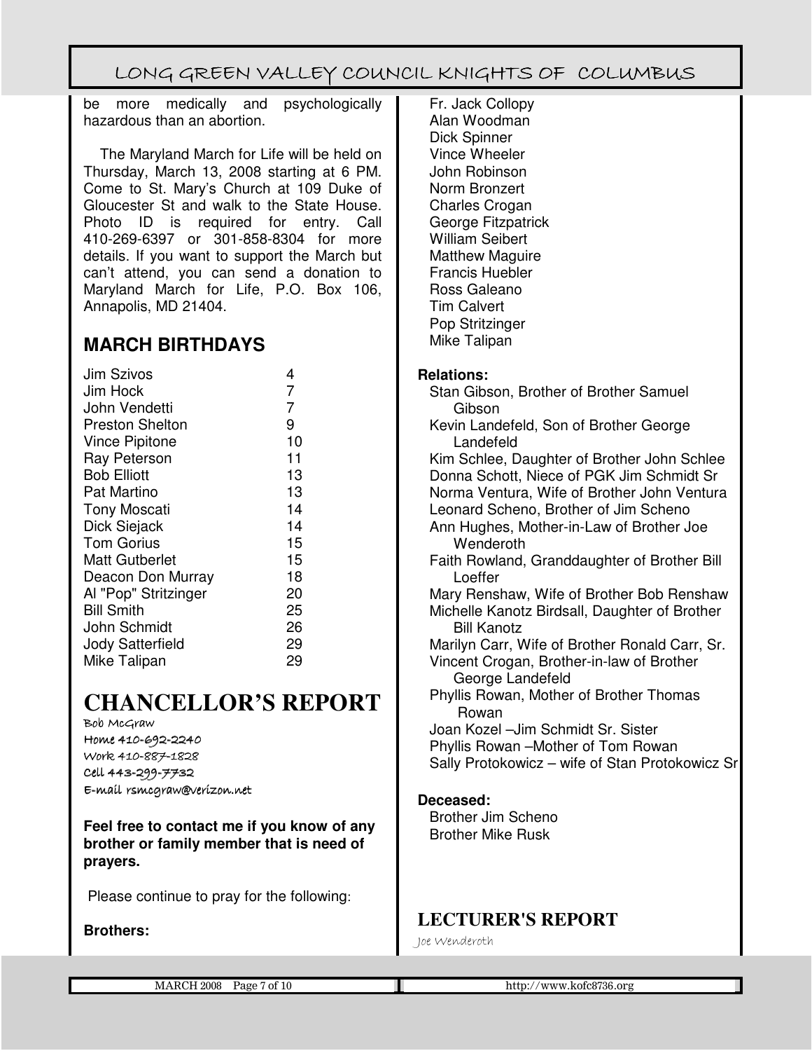be more medically and psychologically hazardous than an abortion.

The Maryland March for Life will be held on Thursday, March 13, 2008 starting at 6 PM. Come to St. Mary's Church at 109 Duke of Gloucester St and walk to the State House. Photo ID is required for entry. Call 410-269-6397 or 301-858-8304 for more details. If you want to support the March but can't attend, you can send a donation to Maryland March for Life, P.O. Box 106, Annapolis, MD 21404.

## MARCH BIRTHDAYS

| | |
|---|---|
| Jim Szivos | 4 |
| Jim Hock | 7 |
| John Vendetti | 7 |
| Preston Shelton | 9 |
| Vince Pipitone | 10 |
| Ray Peterson | 11 |
| Bob Elliott | 13 |
| Pat Martino | 13 |
| Tony Moscati | 14 |
| Dick Siejack | 14 |
| Tom Gorius | 15 |
| Matt Gutberlet | 15 |
| Deacon Don Murray | 18 |
| Al "Pop" Stritzinger | 20 |
| Bill Smith | 25 |
| John Schmidt | 26 |
| Jody Satterfield | 29 |
| Mike Talipan | 29 |

# CHANCELLOR'S REPORT

Bob McGraw
Home 410-692-2240
Work 410-887-1828
Cell 443-299-7732
E-mail rsmcgraw@verizon.net

**Feel free to contact me if you know of any brother or family member that is need of prayers.**

Please continue to pray for the following:

**Brothers:**

Fr. Jack Collopy
Alan Woodman
Dick Spinner
Vince Wheeler
John Robinson
Norm Bronzert
Charles Crogan
George Fitzpatrick
William Seibert
Matthew Maguire
Francis Huebler
Ross Galeano
Tim Calvert
Pop Stritzinger
Mike Talipan

**Relations:**

Stan Gibson, Brother of Brother Samuel Gibson
Kevin Landefeld, Son of Brother George Landefeld
Kim Schlee, Daughter of Brother John Schlee
Donna Schott, Niece of PGK Jim Schmidt Sr
Norma Ventura, Wife of Brother John Ventura
Leonard Scheno, Brother of Jim Scheno
Ann Hughes, Mother-in-Law of Brother Joe Wenderoth
Faith Rowland, Granddaughter of Brother Bill Loeffer
Mary Renshaw, Wife of Brother Bob Renshaw
Michelle Kanotz Birdsall, Daughter of Brother Bill Kanotz
Marilyn Carr, Wife of Brother Ronald Carr, Sr.
Vincent Crogan, Brother-in-law of Brother George Landefeld
Phyllis Rowan, Mother of Brother Thomas Rowan
Joan Kozel –Jim Schmidt Sr. Sister
Phyllis Rowan –Mother of Tom Rowan
Sally Protokowicz – wife of Stan Protokowicz Sr

**Deceased:**

Brother Jim Scheno
Brother Mike Rusk

## LECTURER'S REPORT

Joe Wenderoth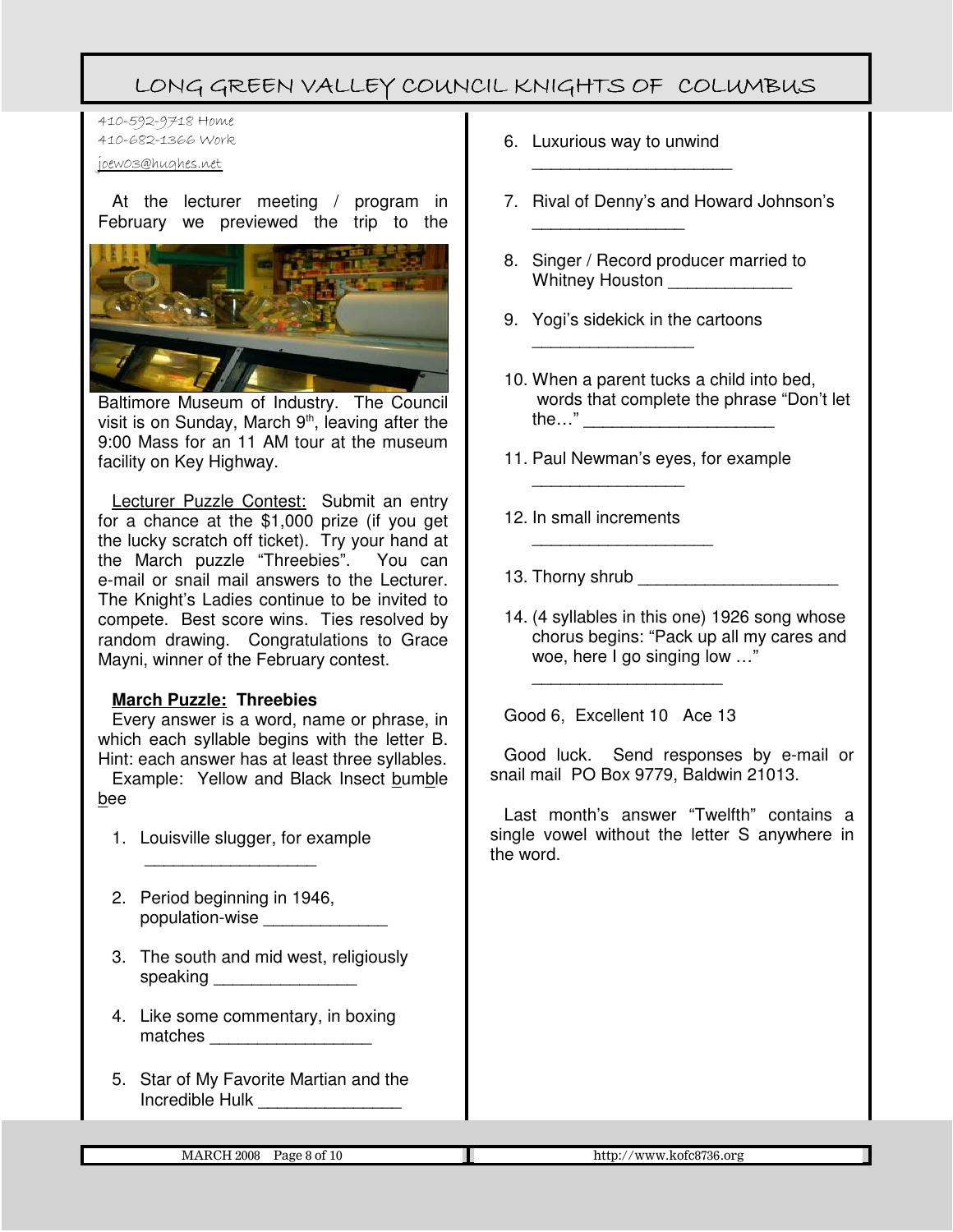410-592-9718 Home
410-682-1366 Work
joew03@hughes.net

At the lecturer meeting / program in February we previewed the trip to the Baltimore Museum of Industry. The Council visit is on Sunday, March 9th, leaving after the 9:00 Mass for an 11 AM tour at the museum facility on Key Highway.

Lecturer Puzzle Contest: Submit an entry for a chance at the $1,000 prize (if you get the lucky scratch off ticket). Try your hand at the March puzzle "Threebies". You can e-mail or snail mail answers to the Lecturer. The Knight's Ladies continue to be invited to compete. Best score wins. Ties resolved by random drawing. Congratulations to Grace Mayni, winner of the February contest.

**March Puzzle: Threebies**

Every answer is a word, name or phrase, in which each syllable begins with the letter B. Hint: each answer has at least three syllables.

Example: Yellow and Black Insect bumble bee

1. Louisville slugger, for example ___________________
2. Period beginning in 1946, population-wise _____________
3. The south and mid west, religiously speaking _______________
4. Like some commentary, in boxing matches _________________
5. Star of My Favorite Martian and the Incredible Hulk _______________
6. Luxurious way to unwind ______________________
7. Rival of Denny's and Howard Johnson's ________________
8. Singer / Record producer married to Whitney Houston _____________
9. Yogi's sidekick in the cartoons _________________
10. When a parent tucks a child into bed, words that complete the phrase "Don't let the…" ____________________
11. Paul Newman's eyes, for example ________________
12. In small increments ___________________
13. Thorny shrub _____________________
14. (4 syllables in this one) 1926 song whose chorus begins: "Pack up all my cares and woe, here I go singing low …" ____________________

Good 6, Excellent 10 Ace 13

Good luck. Send responses by e-mail or snail mail PO Box 9779, Baldwin 21013.

Last month's answer "Twelfth" contains a single vowel without the letter S anywhere in the word.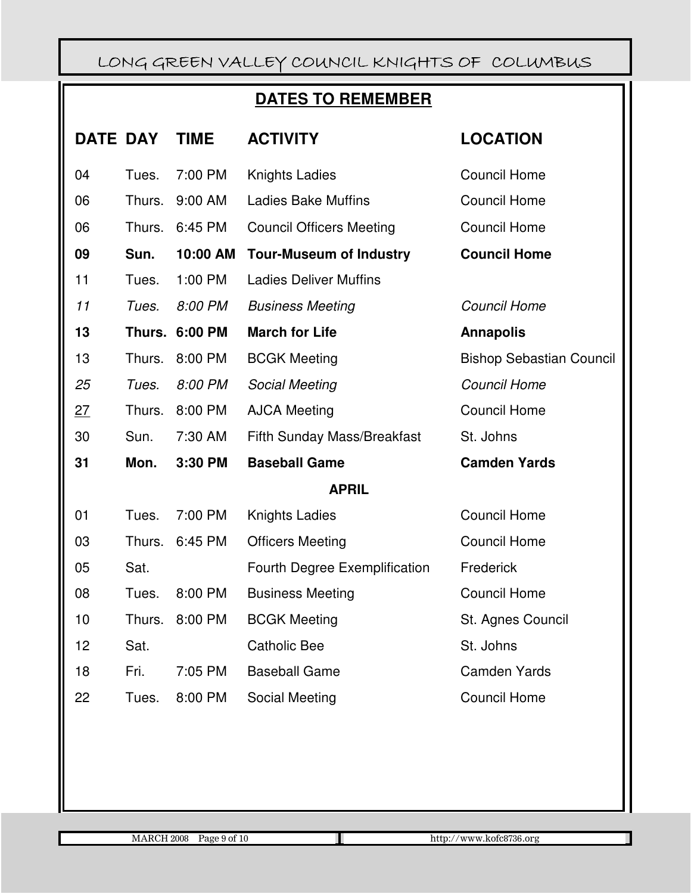## DATES TO REMEMBER

| DATE | DAY | TIME | ACTIVITY | LOCATION |
|---|---|---|---|---|
| 04 | Tues. | 7:00 PM | Knights Ladies | Council Home |
| 06 | Thurs. | 9:00 AM | Ladies Bake Muffins | Council Home |
| 06 | Thurs. | 6:45 PM | Council Officers Meeting | Council Home |
| **09** | **Sun.** | **10:00 AM** | **Tour-Museum of Industry** | **Council Home** |
| 11 | Tues. | 1:00 PM | Ladies Deliver Muffins | |
| *11* | *Tues.* | *8:00 PM* | *Business Meeting* | *Council Home* |
| **13** | **Thurs.** | **6:00 PM** | **March for Life** | **Annapolis** |
| 13 | Thurs. | 8:00 PM | BCGK Meeting | Bishop Sebastian Council |
| *25* | *Tues.* | *8:00 PM* | *Social Meeting* | *Council Home* |
| 27 | Thurs. | 8:00 PM | AJCA Meeting | Council Home |
| 30 | Sun. | 7:30 AM | Fifth Sunday Mass/Breakfast | St. Johns |
| **31** | **Mon.** | **3:30 PM** | **Baseball Game** | **Camden Yards** |
| | | | **APRIL** | |
| 01 | Tues. | 7:00 PM | Knights Ladies | Council Home |
| 03 | Thurs. | 6:45 PM | Officers Meeting | Council Home |
| 05 | Sat. | | Fourth Degree Exemplification | Frederick |
| 08 | Tues. | 8:00 PM | Business Meeting | Council Home |
| 10 | Thurs. | 8:00 PM | BCGK Meeting | St. Agnes Council |
| 12 | Sat. | | Catholic Bee | St. Johns |
| 18 | Fri. | 7:05 PM | Baseball Game | Camden Yards |
| 22 | Tues. | 8:00 PM | Social Meeting | Council Home |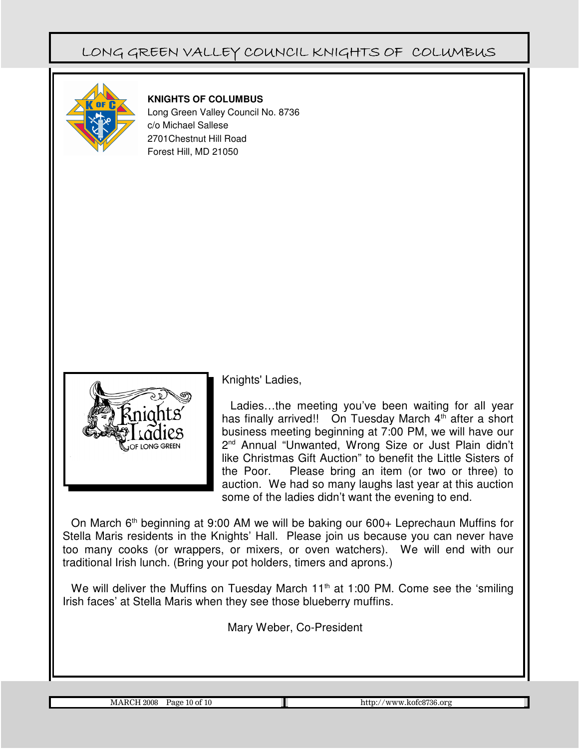**KNIGHTS OF COLUMBUS**
Long Green Valley Council No. 8736
c/o Michael Sallese
2701Chestnut Hill Road
Forest Hill, MD 21050

Knights' Ladies,

Ladies…the meeting you've been waiting for all year has finally arrived!! On Tuesday March 4th after a short business meeting beginning at 7:00 PM, we will have our 2nd Annual "Unwanted, Wrong Size or Just Plain didn't like Christmas Gift Auction" to benefit the Little Sisters of the Poor. Please bring an item (or two or three) to auction. We had so many laughs last year at this auction some of the ladies didn't want the evening to end.

On March 6th beginning at 9:00 AM we will be baking our 600+ Leprechaun Muffins for Stella Maris residents in the Knights' Hall. Please join us because you can never have too many cooks (or wrappers, or mixers, or oven watchers). We will end with our traditional Irish lunch. (Bring your pot holders, timers and aprons.)

We will deliver the Muffins on Tuesday March 11th at 1:00 PM. Come see the 'smiling Irish faces' at Stella Maris when they see those blueberry muffins.

Mary Weber, Co-President